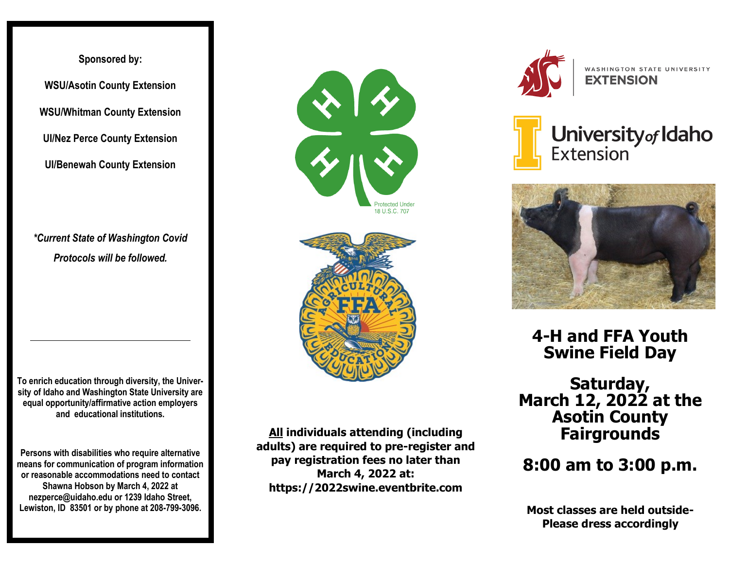**Sponsored by:**

**WSU/Asotin County Extension**

**WSU/Whitman County Extension**

**UI/Nez Perce County Extension**

**UI/Benewah County Extension**

***Current State of Washington Covid Protocols will be followed.***

---

**To enrich education through diversity, the University of Idaho and Washington State University are equal opportunity/affirmative action employers and educational institutions.**

**Persons with disabilities who require alternative means for communication of program information or reasonable accommodations need to contact Shawna Hobson by March 4, 2022 at nezperce@uidaho.edu or 1239 Idaho Street, Lewiston, ID 83501 or by phone at 208-799-3096.**

Protected Under 18 U.S.C. 707

**All individuals attending (including adults) are required to pre-register and pay registration fees no later than March 4, 2022 at: https://2022swine.eventbrite.com**

WASHINGTON STATE UNIVERSITY EXTENSION

University of Idaho Extension

# 4-H and FFA Youth Swine Field Day

## Saturday, March 12, 2022 at the Asotin County Fairgrounds

## 8:00 am to 3:00 p.m.

**Most classes are held outside- Please dress accordingly**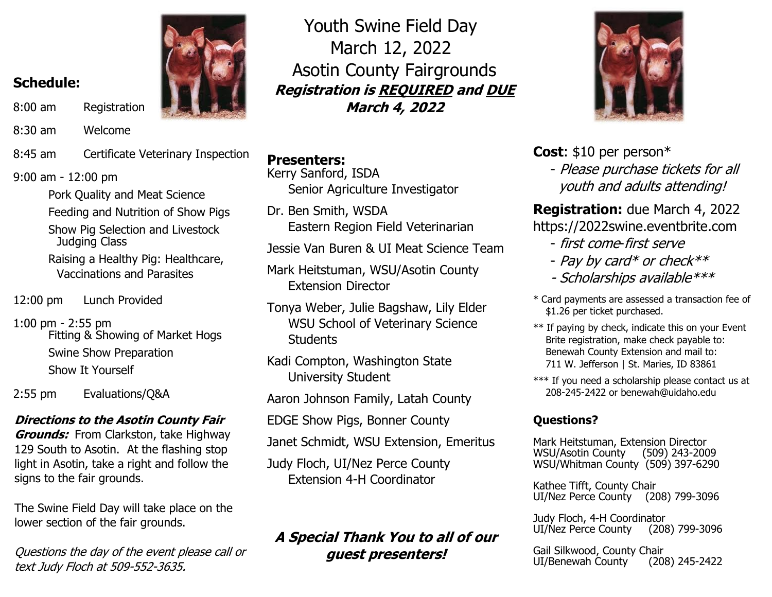# Youth Swine Field Day
## March 12, 2022
## Asotin County Fairgrounds

***Registration is REQUIRED and DUE March 4, 2022***

### Schedule:

8:00 am Registration

8:30 am Welcome

8:45 am Certificate Veterinary Inspection

9:00 am - 12:00 pm
- Pork Quality and Meat Science
- Feeding and Nutrition of Show Pigs
- Show Pig Selection and Livestock Judging Class
- Raising a Healthy Pig: Healthcare, Vaccinations and Parasites

12:00 pm Lunch Provided

1:00 pm - 2:55 pm
- Fitting & Showing of Market Hogs
- Swine Show Preparation
- Show It Yourself

2:55 pm Evaluations/Q&A

***Directions to the Asotin County Fair Grounds:*** From Clarkston, take Highway 129 South to Asotin. At the flashing stop light in Asotin, take a right and follow the signs to the fair grounds.

The Swine Field Day will take place on the lower section of the fair grounds.

*Questions the day of the event please call or text Judy Floch at 509-552-3635.*

### Presenters:

Kerry Sanford, ISDA
Senior Agriculture Investigator

Dr. Ben Smith, WSDA
Eastern Region Field Veterinarian

Jessie Van Buren & UI Meat Science Team

Mark Heitstuman, WSU/Asotin County
Extension Director

Tonya Weber, Julie Bagshaw, Lily Elder
WSU School of Veterinary Science Students

Kadi Compton, Washington State University Student

Aaron Johnson Family, Latah County

EDGE Show Pigs, Bonner County

Janet Schmidt, WSU Extension, Emeritus

Judy Floch, UI/Nez Perce County
Extension 4-H Coordinator

***A Special Thank You to all of our guest presenters!***

**Cost**: $10 per person*
- *Please purchase tickets for all youth and adults attending!*

**Registration:** due March 4, 2022
https://2022swine.eventbrite.com
- *first come-first serve*
- *Pay by card* or check***
- *Scholarships available****

\* Card payments are assessed a transaction fee of $1.26 per ticket purchased.

** If paying by check, indicate this on your Event Brite registration, make check payable to: Benewah County Extension and mail to: 711 W. Jefferson | St. Maries, ID 83861

*** If you need a scholarship please contact us at 208-245-2422 or benewah@uidaho.edu

### Questions?

Mark Heitstuman, Extension Director
WSU/Asotin County (509) 243-2009
WSU/Whitman County (509) 397-6290

Kathee Tifft, County Chair
UI/Nez Perce County (208) 799-3096

Judy Floch, 4-H Coordinator
UI/Nez Perce County (208) 799-3096

Gail Silkwood, County Chair
UI/Benewah County (208) 245-2422